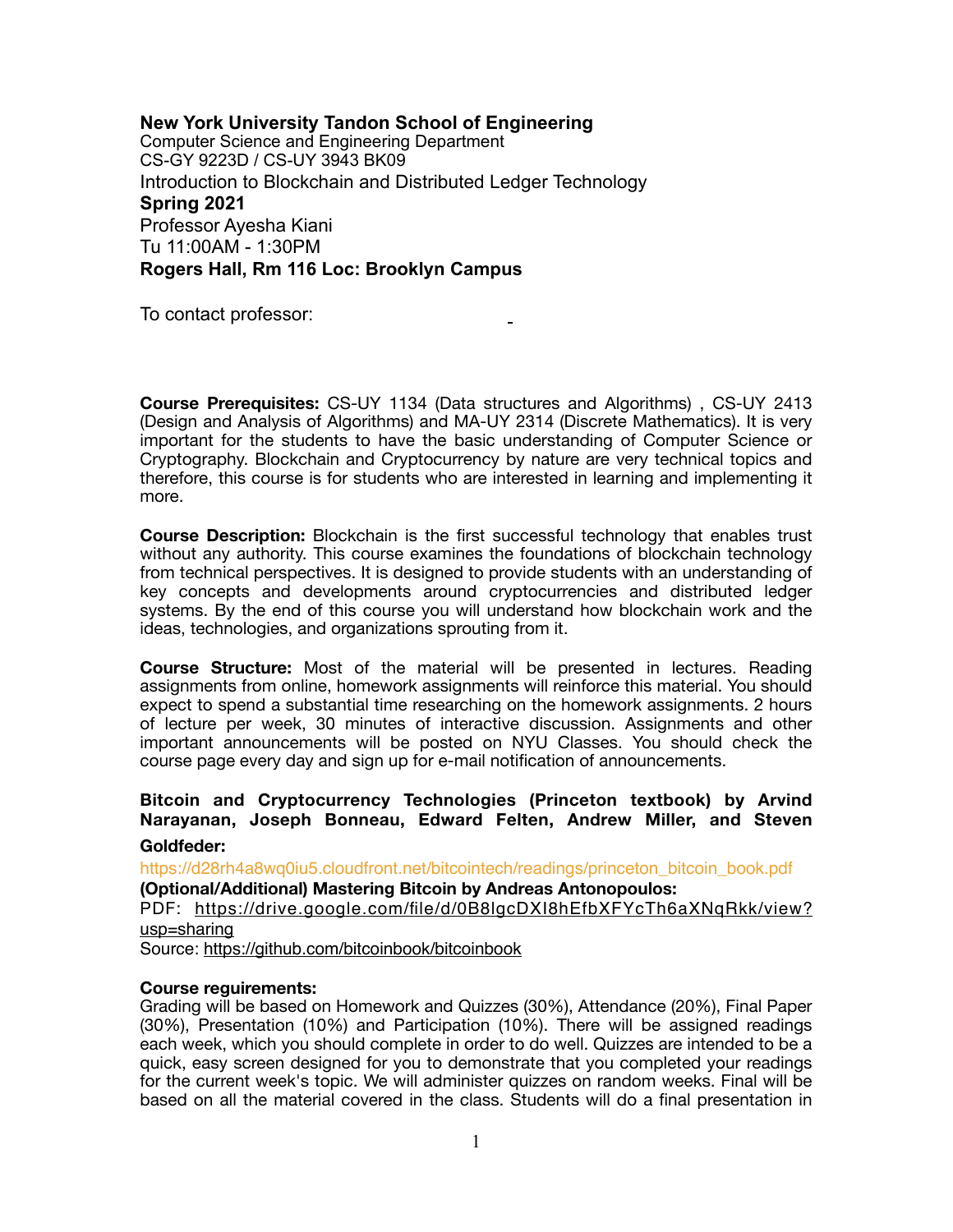**New York University Tandon School of Engineering**
Computer Science and Engineering Department
CS-GY 9223D / CS-UY 3943 BK09
Introduction to Blockchain and Distributed Ledger Technology
**Spring 2021**
Professor Ayesha Kiani
Tu 11:00AM - 1:30PM
**Rogers Hall, Rm 116 Loc: Brooklyn Campus**

To contact professor:

**Course Prerequisites:** CS-UY 1134 (Data structures and Algorithms) , CS-UY 2413 (Design and Analysis of Algorithms) and MA-UY 2314 (Discrete Mathematics). It is very important for the students to have the basic understanding of Computer Science or Cryptography. Blockchain and Cryptocurrency by nature are very technical topics and therefore, this course is for students who are interested in learning and implementing it more.

**Course Description:** Blockchain is the first successful technology that enables trust without any authority. This course examines the foundations of blockchain technology from technical perspectives. It is designed to provide students with an understanding of key concepts and developments around cryptocurrencies and distributed ledger systems. By the end of this course you will understand how blockchain work and the ideas, technologies, and organizations sprouting from it.

**Course Structure:** Most of the material will be presented in lectures. Reading assignments from online, homework assignments will reinforce this material. You should expect to spend a substantial time researching on the homework assignments. 2 hours of lecture per week, 30 minutes of interactive discussion. Assignments and other important announcements will be posted on NYU Classes. You should check the course page every day and sign up for e-mail notification of announcements.

**Bitcoin and Cryptocurrency Technologies (Princeton textbook) by Arvind Narayanan, Joseph Bonneau, Edward Felten, Andrew Miller, and Steven Goldfeder:**
https://d28rh4a8wq0iu5.cloudfront.net/bitcointech/readings/princeton_bitcoin_book.pdf
**(Optional/Additional) Mastering Bitcoin by Andreas Antonopoulos:**
PDF: https://drive.google.com/file/d/0B8lgcDXI8hEfbXFYcTh6aXNqRkk/view?usp=sharing
Source: https://github.com/bitcoinbook/bitcoinbook

**Course reguirements:**
Grading will be based on Homework and Quizzes (30%), Attendance (20%), Final Paper (30%), Presentation (10%) and Participation (10%). There will be assigned readings each week, which you should complete in order to do well. Quizzes are intended to be a quick, easy screen designed for you to demonstrate that you completed your readings for the current week's topic. We will administer quizzes on random weeks. Final will be based on all the material covered in the class. Students will do a final presentation in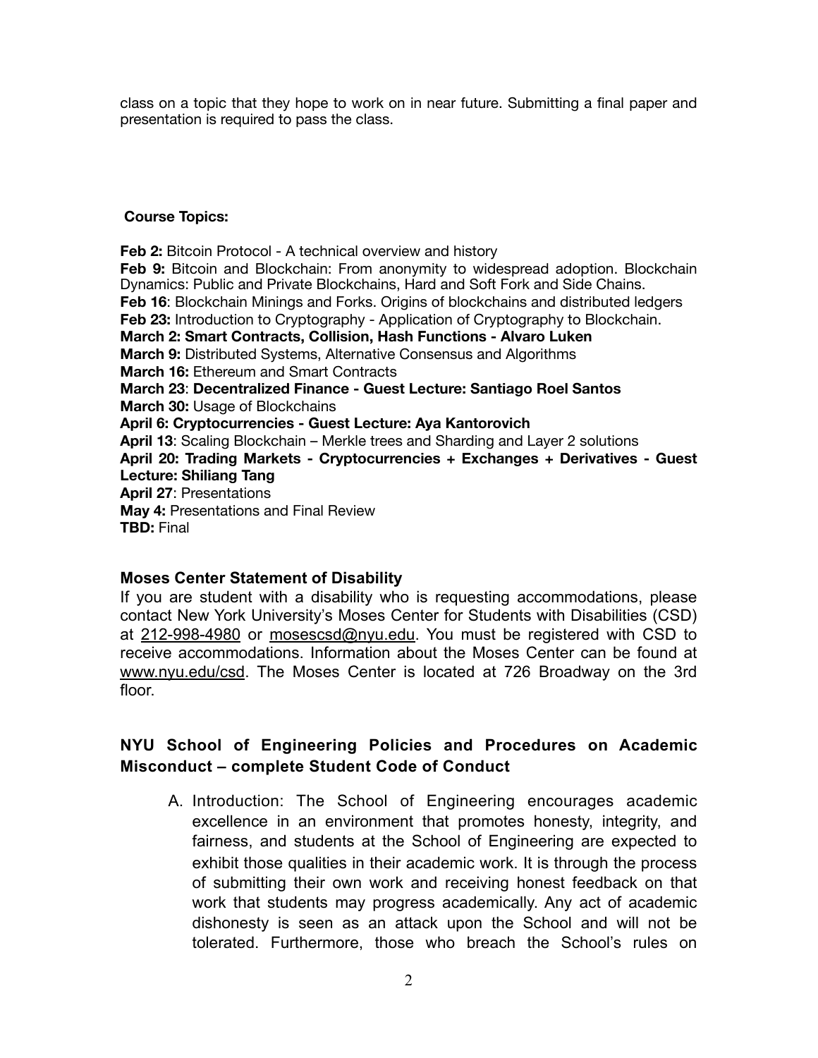class on a topic that they hope to work on in near future. Submitting a final paper and presentation is required to pass the class.

**Course Topics:**

**Feb 2:** Bitcoin Protocol - A technical overview and history
**Feb 9:** Bitcoin and Blockchain: From anonymity to widespread adoption. Blockchain Dynamics: Public and Private Blockchains, Hard and Soft Fork and Side Chains.
**Feb 16**: Blockchain Minings and Forks. Origins of blockchains and distributed ledgers
**Feb 23:** Introduction to Cryptography - Application of Cryptography to Blockchain.
**March 2: Smart Contracts, Collision, Hash Functions - Alvaro Luken**
**March 9:** Distributed Systems, Alternative Consensus and Algorithms
**March 16:** Ethereum and Smart Contracts
**March 23**: **Decentralized Finance - Guest Lecture: Santiago Roel Santos**
**March 30:** Usage of Blockchains
**April 6: Cryptocurrencies - Guest Lecture: Aya Kantorovich**
**April 13**: Scaling Blockchain – Merkle trees and Sharding and Layer 2 solutions
**April 20: Trading Markets - Cryptocurrencies + Exchanges + Derivatives - Guest Lecture: Shiliang Tang**
**April 27**: Presentations
**May 4:** Presentations and Final Review
**TBD:** Final

### Moses Center Statement of Disability

If you are student with a disability who is requesting accommodations, please contact New York University's Moses Center for Students with Disabilities (CSD) at 212-998-4980 or mosescsd@nyu.edu. You must be registered with CSD to receive accommodations. Information about the Moses Center can be found at www.nyu.edu/csd. The Moses Center is located at 726 Broadway on the 3rd floor.

### NYU School of Engineering Policies and Procedures on Academic Misconduct – complete Student Code of Conduct

A. Introduction: The School of Engineering encourages academic excellence in an environment that promotes honesty, integrity, and fairness, and students at the School of Engineering are expected to exhibit those qualities in their academic work. It is through the process of submitting their own work and receiving honest feedback on that work that students may progress academically. Any act of academic dishonesty is seen as an attack upon the School and will not be tolerated. Furthermore, those who breach the School's rules on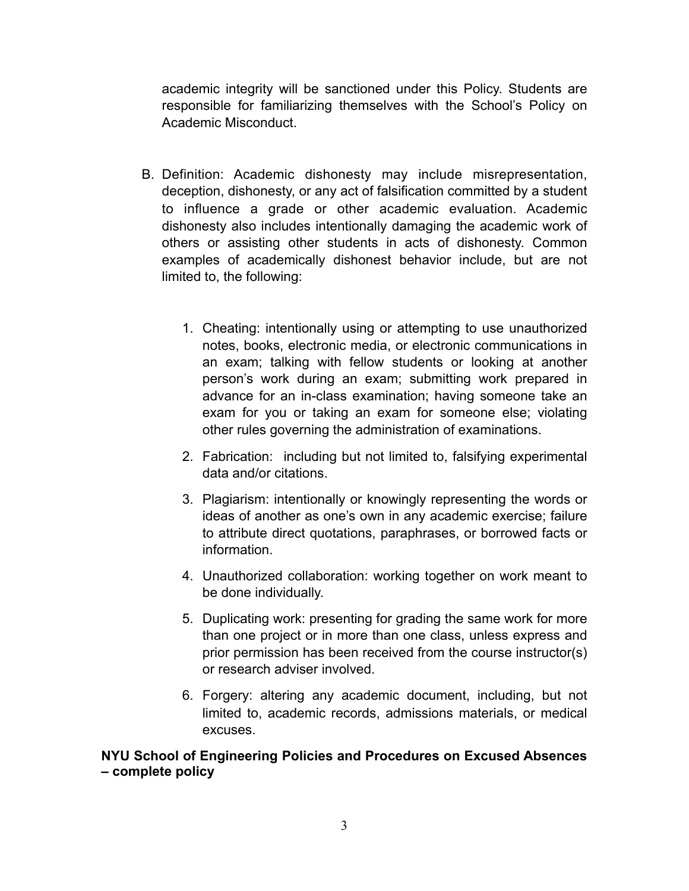academic integrity will be sanctioned under this Policy. Students are responsible for familiarizing themselves with the School's Policy on Academic Misconduct.

B. Definition: Academic dishonesty may include misrepresentation, deception, dishonesty, or any act of falsification committed by a student to influence a grade or other academic evaluation. Academic dishonesty also includes intentionally damaging the academic work of others or assisting other students in acts of dishonesty. Common examples of academically dishonest behavior include, but are not limited to, the following:

   1. Cheating: intentionally using or attempting to use unauthorized notes, books, electronic media, or electronic communications in an exam; talking with fellow students or looking at another person's work during an exam; submitting work prepared in advance for an in-class examination; having someone take an exam for you or taking an exam for someone else; violating other rules governing the administration of examinations.
   2. Fabrication: including but not limited to, falsifying experimental data and/or citations.
   3. Plagiarism: intentionally or knowingly representing the words or ideas of another as one's own in any academic exercise; failure to attribute direct quotations, paraphrases, or borrowed facts or information.
   4. Unauthorized collaboration: working together on work meant to be done individually.
   5. Duplicating work: presenting for grading the same work for more than one project or in more than one class, unless express and prior permission has been received from the course instructor(s) or research adviser involved.
   6. Forgery: altering any academic document, including, but not limited to, academic records, admissions materials, or medical excuses.

**NYU School of Engineering Policies and Procedures on Excused Absences – complete policy**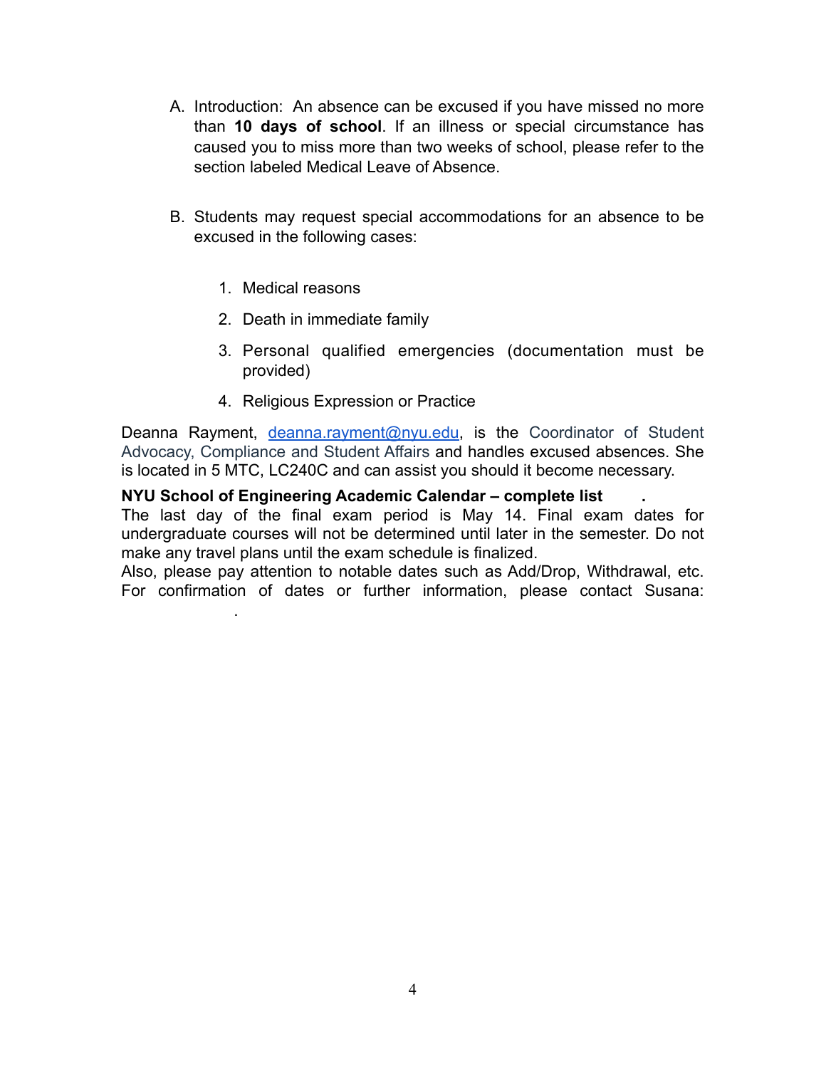A. Introduction: An absence can be excused if you have missed no more than **10 days of school**. If an illness or special circumstance has caused you to miss more than two weeks of school, please refer to the section labeled Medical Leave of Absence.

B. Students may request special accommodations for an absence to be excused in the following cases:

   1. Medical reasons
   2. Death in immediate family
   3. Personal qualified emergencies (documentation must be provided)
   4. Religious Expression or Practice

Deanna Rayment, deanna.rayment@nyu.edu, is the Coordinator of Student Advocacy, Compliance and Student Affairs and handles excused absences. She is located in 5 MTC, LC240C and can assist you should it become necessary.

**NYU School of Engineering Academic Calendar – complete list .**

The last day of the final exam period is May 14. Final exam dates for undergraduate courses will not be determined until later in the semester. Do not make any travel plans until the exam schedule is finalized.

Also, please pay attention to notable dates such as Add/Drop, Withdrawal, etc. For confirmation of dates or further information, please contact Susana: .